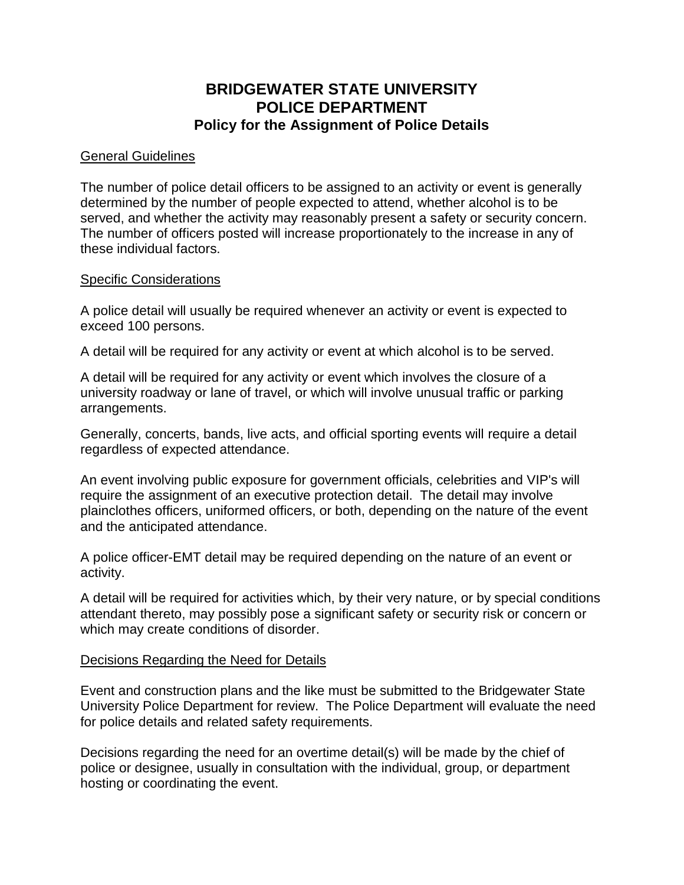# BRIDGEWATER STATE UNIVERSITY
# POLICE DEPARTMENT
## Policy for the Assignment of Police Details

<u>General Guidelines</u>

The number of police detail officers to be assigned to an activity or event is generally determined by the number of people expected to attend, whether alcohol is to be served, and whether the activity may reasonably present a safety or security concern. The number of officers posted will increase proportionately to the increase in any of these individual factors.

<u>Specific Considerations</u>

A police detail will usually be required whenever an activity or event is expected to exceed 100 persons.

A detail will be required for any activity or event at which alcohol is to be served.

A detail will be required for any activity or event which involves the closure of a university roadway or lane of travel, or which will involve unusual traffic or parking arrangements.

Generally, concerts, bands, live acts, and official sporting events will require a detail regardless of expected attendance.

An event involving public exposure for government officials, celebrities and VIP's will require the assignment of an executive protection detail. The detail may involve plainclothes officers, uniformed officers, or both, depending on the nature of the event and the anticipated attendance.

A police officer-EMT detail may be required depending on the nature of an event or activity.

A detail will be required for activities which, by their very nature, or by special conditions attendant thereto, may possibly pose a significant safety or security risk or concern or which may create conditions of disorder.

<u>Decisions Regarding the Need for Details</u>

Event and construction plans and the like must be submitted to the Bridgewater State University Police Department for review. The Police Department will evaluate the need for police details and related safety requirements.

Decisions regarding the need for an overtime detail(s) will be made by the chief of police or designee, usually in consultation with the individual, group, or department hosting or coordinating the event.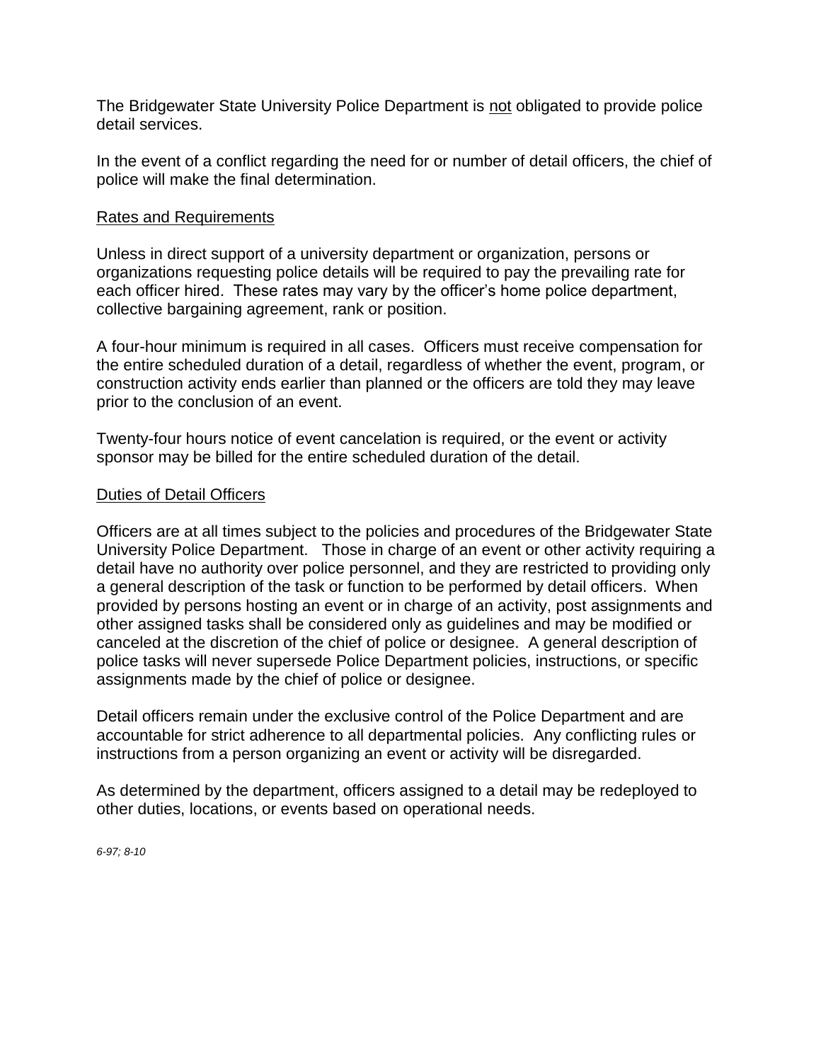The Bridgewater State University Police Department is not obligated to provide police detail services.

In the event of a conflict regarding the need for or number of detail officers, the chief of police will make the final determination.

## Rates and Requirements

Unless in direct support of a university department or organization, persons or organizations requesting police details will be required to pay the prevailing rate for each officer hired. These rates may vary by the officer's home police department, collective bargaining agreement, rank or position.

A four-hour minimum is required in all cases. Officers must receive compensation for the entire scheduled duration of a detail, regardless of whether the event, program, or construction activity ends earlier than planned or the officers are told they may leave prior to the conclusion of an event.

Twenty-four hours notice of event cancelation is required, or the event or activity sponsor may be billed for the entire scheduled duration of the detail.

## Duties of Detail Officers

Officers are at all times subject to the policies and procedures of the Bridgewater State University Police Department. Those in charge of an event or other activity requiring a detail have no authority over police personnel, and they are restricted to providing only a general description of the task or function to be performed by detail officers. When provided by persons hosting an event or in charge of an activity, post assignments and other assigned tasks shall be considered only as guidelines and may be modified or canceled at the discretion of the chief of police or designee. A general description of police tasks will never supersede Police Department policies, instructions, or specific assignments made by the chief of police or designee.

Detail officers remain under the exclusive control of the Police Department and are accountable for strict adherence to all departmental policies. Any conflicting rules or instructions from a person organizing an event or activity will be disregarded.

As determined by the department, officers assigned to a detail may be redeployed to other duties, locations, or events based on operational needs.

*6-97; 8-10*